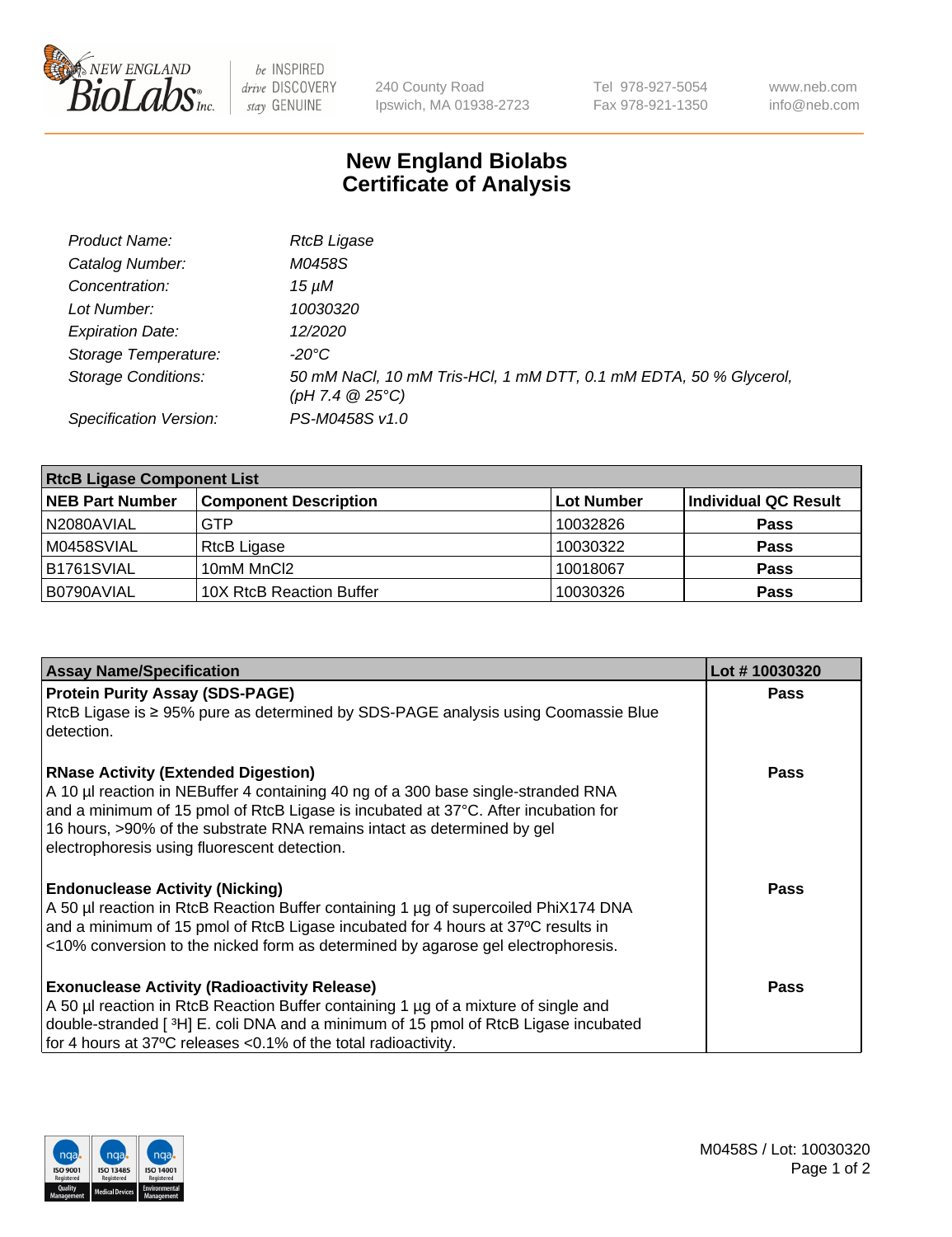New England BioLabs Inc. — be INSPIRED drive DISCOVERY stay GENUINE

240 County Road
Ipswich, MA 01938-2723

Tel 978-927-5054
Fax 978-921-1350

www.neb.com
info@neb.com

# New England Biolabs
# Certificate of Analysis

| | |
|---|---|
| *Product Name:* | *RtcB Ligase* |
| *Catalog Number:* | *M0458S* |
| *Concentration:* | *15 µM* |
| *Lot Number:* | *10030320* |
| *Expiration Date:* | *12/2020* |
| *Storage Temperature:* | *-20°C* |
| *Storage Conditions:* | *50 mM NaCl, 10 mM Tris-HCl, 1 mM DTT, 0.1 mM EDTA, 50 % Glycerol, (pH 7.4 @ 25°C)* |
| *Specification Version:* | *PS-M0458S v1.0* |

| RtcB Ligase Component List | | | |
|---|---|---|---|
| **NEB Part Number** | **Component Description** | **Lot Number** | **Individual QC Result** |
| N2080AVIAL | GTP | 10032826 | **Pass** |
| M0458SVIAL | RtcB Ligase | 10030322 | **Pass** |
| B1761SVIAL | 10mM MnCl2 | 10018067 | **Pass** |
| B0790AVIAL | 10X RtcB Reaction Buffer | 10030326 | **Pass** |

| Assay Name/Specification | Lot # 10030320 |
|---|---|
| **Protein Purity Assay (SDS-PAGE)**<br>RtcB Ligase is ≥ 95% pure as determined by SDS-PAGE analysis using Coomassie Blue detection. | **Pass** |
| **RNase Activity (Extended Digestion)**<br>A 10 µl reaction in NEBuffer 4 containing 40 ng of a 300 base single-stranded RNA and a minimum of 15 pmol of RtcB Ligase is incubated at 37°C. After incubation for 16 hours, >90% of the substrate RNA remains intact as determined by gel electrophoresis using fluorescent detection. | **Pass** |
| **Endonuclease Activity (Nicking)**<br>A 50 µl reaction in RtcB Reaction Buffer containing 1 µg of supercoiled PhiX174 DNA and a minimum of 15 pmol of RtcB Ligase incubated for 4 hours at 37ºC results in <10% conversion to the nicked form as determined by agarose gel electrophoresis. | **Pass** |
| **Exonuclease Activity (Radioactivity Release)**<br>A 50 µl reaction in RtcB Reaction Buffer containing 1 µg of a mixture of single and double-stranded [ $^3$H] E. coli DNA and a minimum of 15 pmol of RtcB Ligase incubated for 4 hours at 37ºC releases <0.1% of the total radioactivity. | **Pass** |

M0458S / Lot: 10030320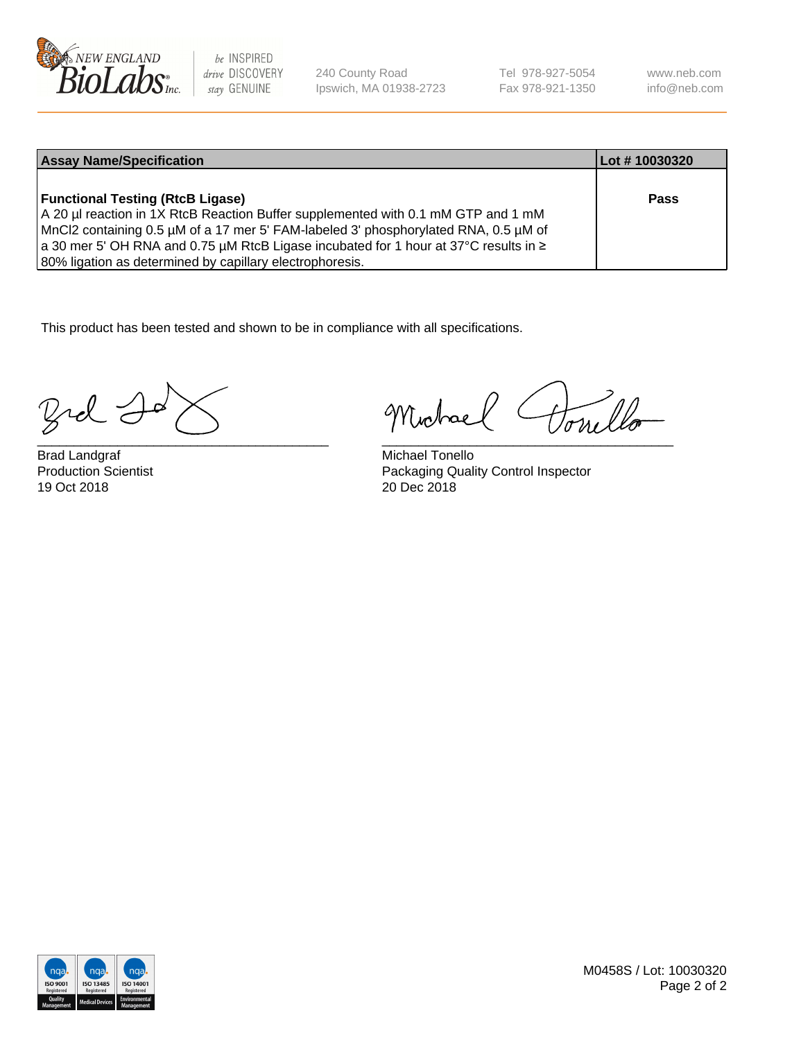| Assay Name/Specification | Lot # 10030320 |
| --- | --- |
| **Functional Testing (RtcB Ligase)**<br>A 20 µl reaction in 1X RtcB Reaction Buffer supplemented with 0.1 mM GTP and 1 mM $MnCl_2$ containing 0.5 µM of a 17 mer 5' FAM-labeled 3' phosphorylated RNA, 0.5 µM of a 30 mer 5' OH RNA and 0.75 µM RtcB Ligase incubated for 1 hour at 37°C results in ≥ 80% ligation as determined by capillary electrophoresis. | **Pass** |

This product has been tested and shown to be in compliance with all specifications.

Brad Landgraf
Production Scientist
19 Oct 2018

Michael Tonello
Packaging Quality Control Inspector
20 Dec 2018

M0458S / Lot: 10030320